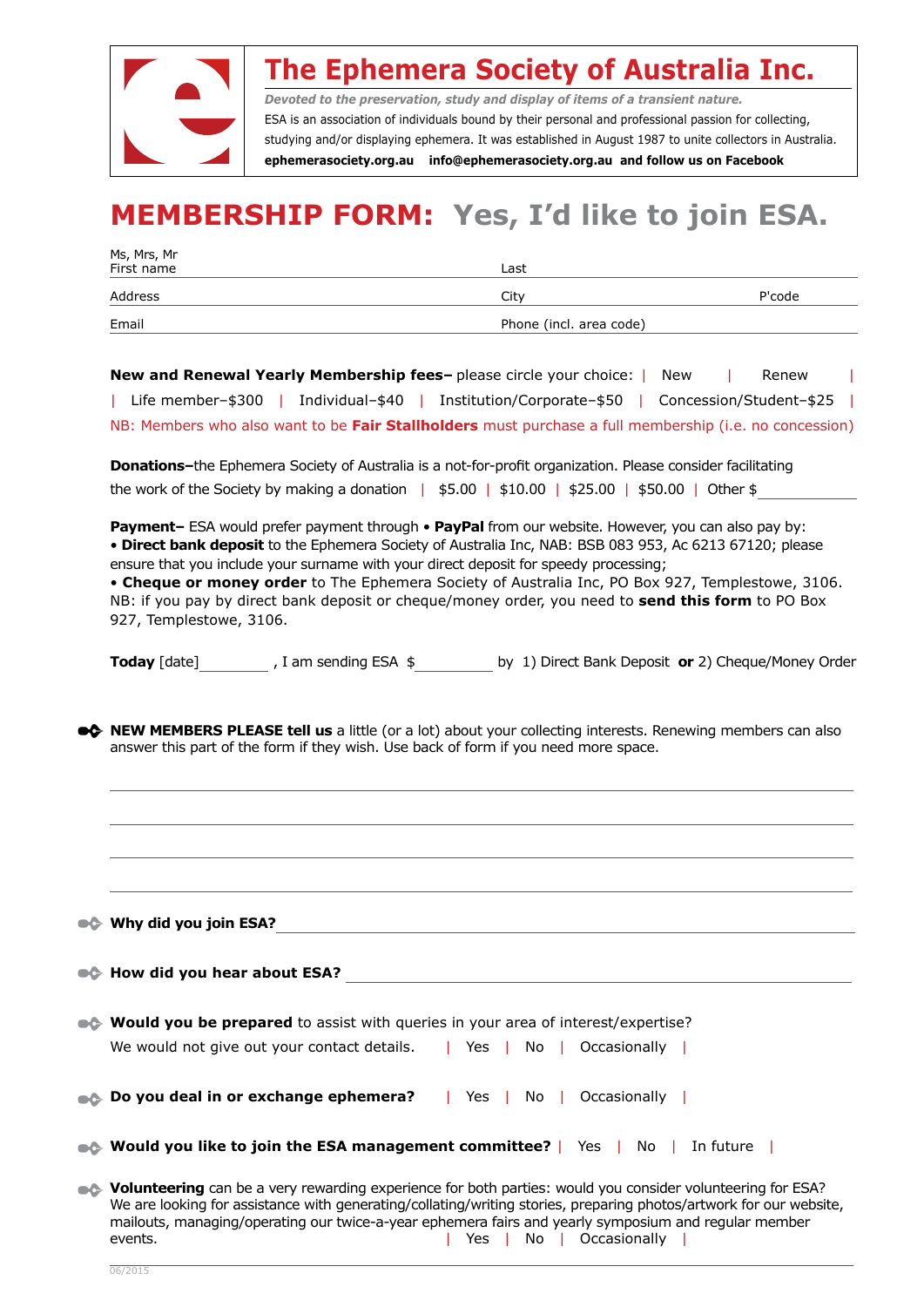# The Ephemera Society of Australia Inc.

***Devoted to the preservation, study and display of items of a transient nature.***

ESA is an association of individuals bound by their personal and professional passion for collecting, studying and/or displaying ephemera. It was established in August 1987 to unite collectors in Australia.

**ephemerasociety.org.au info@ephemerasociety.org.au and follow us on Facebook**

# MEMBERSHIP FORM: Yes, I'd like to join ESA.

Ms, Mrs, Mr
First name ______________________ Last ______________________

Address ______________________ City ______________ P'code ________

Email ______________________ Phone (incl. area code) ______________________

**New and Renewal Yearly Membership fees–** please circle your choice: | New | Renew |

| Life member–$300 | Individual–$40 | Institution/Corporate–$50 | Concession/Student–$25 |

NB: Members who also want to be **Fair Stallholders** must purchase a full membership (i.e. no concession)

**Donations–**the Ephemera Society of Australia is a not-for-profit organization. Please consider facilitating the work of the Society by making a donation | $5.00 | $10.00 | $25.00 | $50.00 | Other $__________

**Payment–** ESA would prefer payment through • **PayPal** from our website. However, you can also pay by:
• **Direct bank deposit** to the Ephemera Society of Australia Inc, NAB: BSB 083 953, Ac 6213 67120; please ensure that you include your surname with your direct deposit for speedy processing;
• **Cheque or money order** to The Ephemera Society of Australia Inc, PO Box 927, Templestowe, 3106.
NB: if you pay by direct bank deposit or cheque/money order, you need to **send this form** to PO Box 927, Templestowe, 3106.

**Today** [date]__________ , I am sending ESA $__________ by 1) Direct Bank Deposit **or** 2) Cheque/Money Order

**NEW MEMBERS PLEASE tell us** a little (or a lot) about your collecting interests. Renewing members can also answer this part of the form if they wish. Use back of form if you need more space.

______________________________________________________________________

______________________________________________________________________

______________________________________________________________________

______________________________________________________________________

**Why did you join ESA?** ______________________________________________

**How did you hear about ESA?** ______________________________________________

**Would you be prepared** to assist with queries in your area of interest/expertise?
We would not give out your contact details. | Yes | No | Occasionally |

**Do you deal in or exchange ephemera?** | Yes | No | Occasionally |

**Would you like to join the ESA management committee?** | Yes | No | In future |

**Volunteering** can be a very rewarding experience for both parties: would you consider volunteering for ESA? We are looking for assistance with generating/collating/writing stories, preparing photos/artwork for our website, mailouts, managing/operating our twice-a-year ephemera fairs and yearly symposium and regular member events. | Yes | No | Occasionally |

06/2015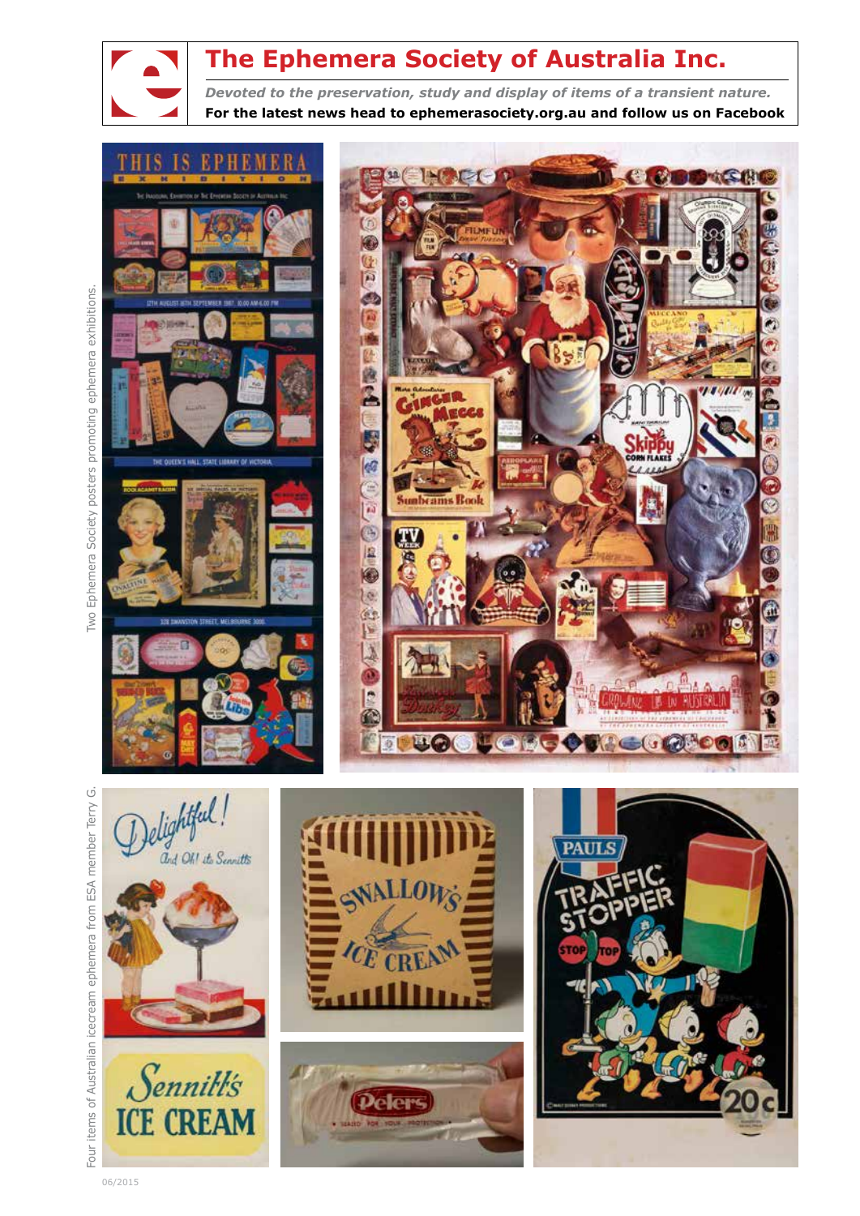# The Ephemera Society of Australia Inc.

*Devoted to the preservation, study and display of items of a transient nature.*

**For the latest news head to ephemerasociety.org.au and follow us on Facebook**

Two Ephemera Society posters promoting ephemera exhibitions.

Four items of Australian icecream ephemera from ESA member Terry G.

06/2015